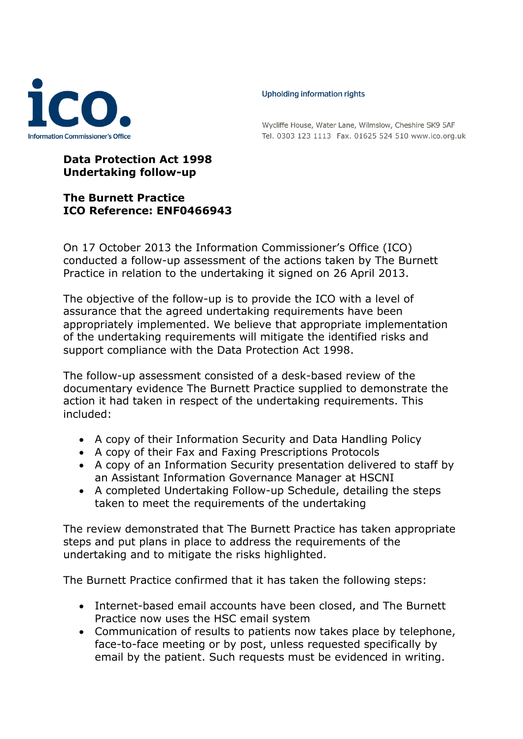Upholding information rights

Wycliffe House, Water Lane, Wilmslow, Cheshire SK9 5AF
Tel. 0303 123 1113 Fax. 01625 524 510 www.ico.org.uk

**Data Protection Act 1998**
**Undertaking follow-up**

**The Burnett Practice**
**ICO Reference: ENF0466943**

On 17 October 2013 the Information Commissioner's Office (ICO) conducted a follow-up assessment of the actions taken by The Burnett Practice in relation to the undertaking it signed on 26 April 2013.

The objective of the follow-up is to provide the ICO with a level of assurance that the agreed undertaking requirements have been appropriately implemented. We believe that appropriate implementation of the undertaking requirements will mitigate the identified risks and support compliance with the Data Protection Act 1998.

The follow-up assessment consisted of a desk-based review of the documentary evidence The Burnett Practice supplied to demonstrate the action it had taken in respect of the undertaking requirements. This included:

- A copy of their Information Security and Data Handling Policy
- A copy of their Fax and Faxing Prescriptions Protocols
- A copy of an Information Security presentation delivered to staff by an Assistant Information Governance Manager at HSCNI
- A completed Undertaking Follow-up Schedule, detailing the steps taken to meet the requirements of the undertaking

The review demonstrated that The Burnett Practice has taken appropriate steps and put plans in place to address the requirements of the undertaking and to mitigate the risks highlighted.

The Burnett Practice confirmed that it has taken the following steps:

- Internet-based email accounts have been closed, and The Burnett Practice now uses the HSC email system
- Communication of results to patients now takes place by telephone, face-to-face meeting or by post, unless requested specifically by email by the patient. Such requests must be evidenced in writing.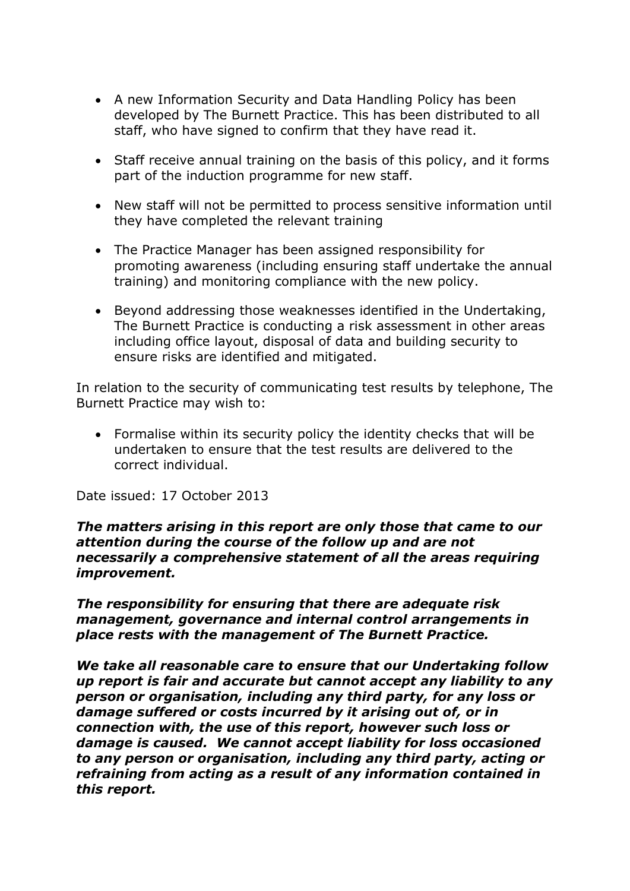- A new Information Security and Data Handling Policy has been developed by The Burnett Practice. This has been distributed to all staff, who have signed to confirm that they have read it.

- Staff receive annual training on the basis of this policy, and it forms part of the induction programme for new staff.

- New staff will not be permitted to process sensitive information until they have completed the relevant training

- The Practice Manager has been assigned responsibility for promoting awareness (including ensuring staff undertake the annual training) and monitoring compliance with the new policy.

- Beyond addressing those weaknesses identified in the Undertaking, The Burnett Practice is conducting a risk assessment in other areas including office layout, disposal of data and building security to ensure risks are identified and mitigated.

In relation to the security of communicating test results by telephone, The Burnett Practice may wish to:

- Formalise within its security policy the identity checks that will be undertaken to ensure that the test results are delivered to the correct individual.

Date issued: 17 October 2013

***The matters arising in this report are only those that came to our attention during the course of the follow up and are not necessarily a comprehensive statement of all the areas requiring improvement.***

***The responsibility for ensuring that there are adequate risk management, governance and internal control arrangements in place rests with the management of The Burnett Practice.***

***We take all reasonable care to ensure that our Undertaking follow up report is fair and accurate but cannot accept any liability to any person or organisation, including any third party, for any loss or damage suffered or costs incurred by it arising out of, or in connection with, the use of this report, however such loss or damage is caused. We cannot accept liability for loss occasioned to any person or organisation, including any third party, acting or refraining from acting as a result of any information contained in this report.***